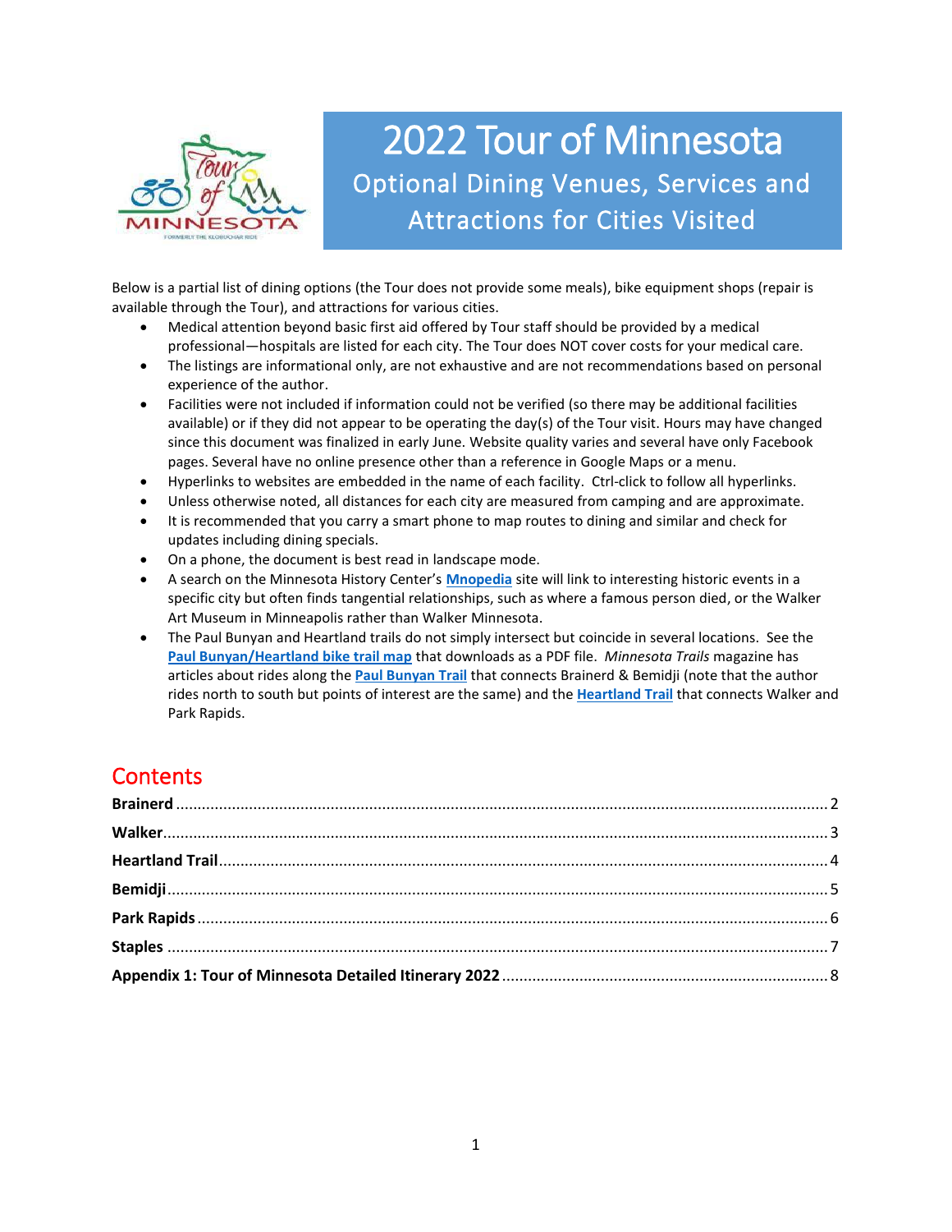# 2022 Tour of Minnesota

## Optional Dining Venues, Services and Attractions for Cities Visited

Below is a partial list of dining options (the Tour does not provide some meals), bike equipment shops (repair is available through the Tour), and attractions for various cities.

- Medical attention beyond basic first aid offered by Tour staff should be provided by a medical professional—hospitals are listed for each city. The Tour does NOT cover costs for your medical care.
- The listings are informational only, are not exhaustive and are not recommendations based on personal experience of the author.
- Facilities were not included if information could not be verified (so there may be additional facilities available) or if they did not appear to be operating the day(s) of the Tour visit. Hours may have changed since this document was finalized in early June. Website quality varies and several have only Facebook pages. Several have no online presence other than a reference in Google Maps or a menu.
- Hyperlinks to websites are embedded in the name of each facility. Ctrl-click to follow all hyperlinks.
- Unless otherwise noted, all distances for each city are measured from camping and are approximate.
- It is recommended that you carry a smart phone to map routes to dining and similar and check for updates including dining specials.
- On a phone, the document is best read in landscape mode.
- A search on the Minnesota History Center's **Mnopedia** site will link to interesting historic events in a specific city but often finds tangential relationships, such as where a famous person died, or the Walker Art Museum in Minneapolis rather than Walker Minnesota.
- The Paul Bunyan and Heartland trails do not simply intersect but coincide in several locations. See the **Paul Bunyan/Heartland bike trail map** that downloads as a PDF file. *Minnesota Trails* magazine has articles about rides along the **Paul Bunyan Trail** that connects Brainerd & Bemidji (note that the author rides north to south but points of interest are the same) and the **Heartland Trail** that connects Walker and Park Rapids.

## Contents

- **Brainerd** .... 2
- **Walker** .... 3
- **Heartland Trail** .... 4
- **Bemidji** .... 5
- **Park Rapids** .... 6
- **Staples** .... 7
- **Appendix 1: Tour of Minnesota Detailed Itinerary 2022** .... 8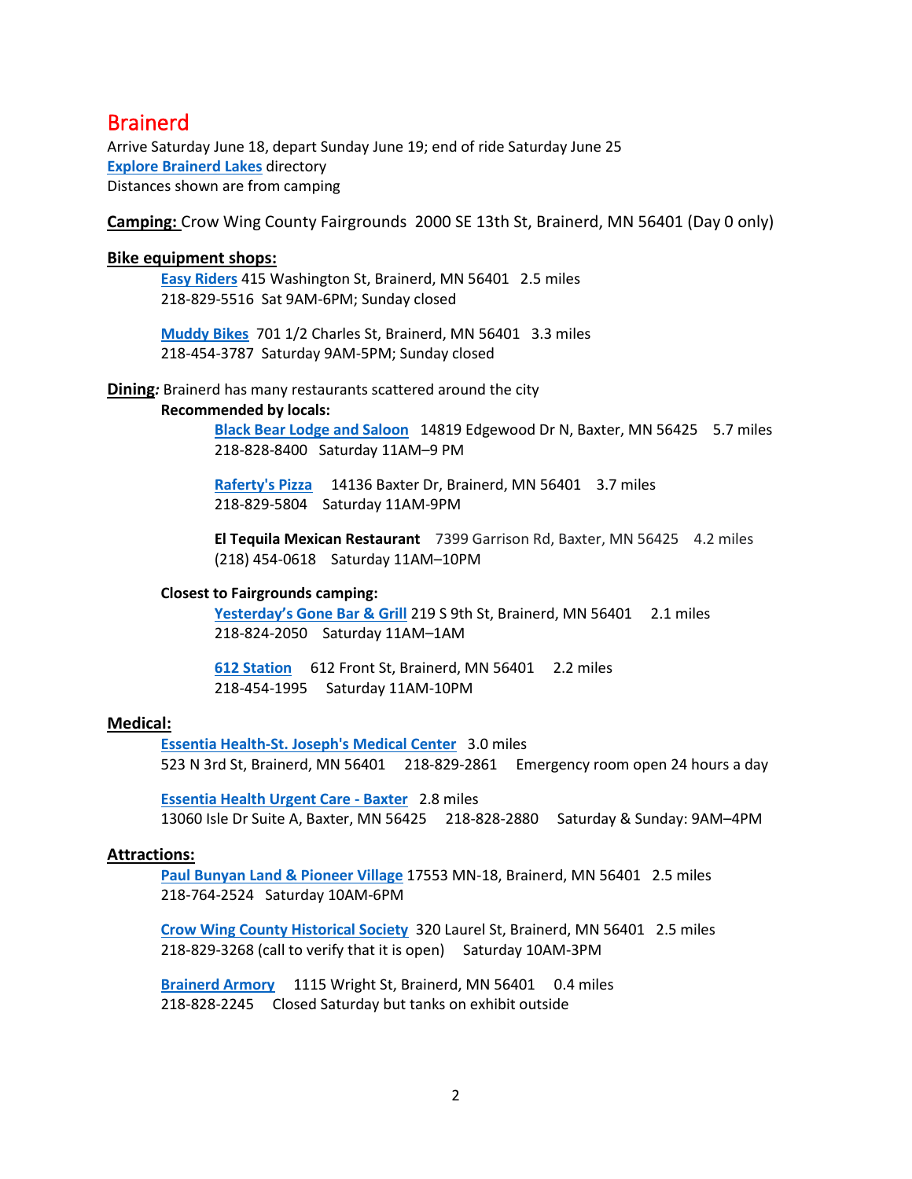# Brainerd

Arrive Saturday June 18, depart Sunday June 19; end of ride Saturday June 25
**Explore Brainerd Lakes** directory
Distances shown are from camping

**Camping:** Crow Wing County Fairgrounds 2000 SE 13th St, Brainerd, MN 56401 (Day 0 only)

**Bike equipment shops:**

**Easy Riders** 415 Washington St, Brainerd, MN 56401 2.5 miles
218-829-5516 Sat 9AM-6PM; Sunday closed

**Muddy Bikes** 701 1/2 Charles St, Brainerd, MN 56401 3.3 miles
218-454-3787 Saturday 9AM-5PM; Sunday closed

**Dining***:* Brainerd has many restaurants scattered around the city

**Recommended by locals:**

**Black Bear Lodge and Saloon** 14819 Edgewood Dr N, Baxter, MN 56425 5.7 miles
218-828-8400 Saturday 11AM–9 PM

**Raferty's Pizza** 14136 Baxter Dr, Brainerd, MN 56401 3.7 miles
218-829-5804 Saturday 11AM-9PM

**El Tequila Mexican Restaurant** 7399 Garrison Rd, Baxter, MN 56425 4.2 miles
(218) 454-0618 Saturday 11AM–10PM

**Closest to Fairgrounds camping:**

**Yesterday's Gone Bar & Grill** 219 S 9th St, Brainerd, MN 56401 2.1 miles
218-824-2050 Saturday 11AM–1AM

**612 Station** 612 Front St, Brainerd, MN 56401 2.2 miles
218-454-1995 Saturday 11AM-10PM

**Medical:**

**Essentia Health-St. Joseph's Medical Center** 3.0 miles
523 N 3rd St, Brainerd, MN 56401 218-829-2861 Emergency room open 24 hours a day

**Essentia Health Urgent Care - Baxter** 2.8 miles
13060 Isle Dr Suite A, Baxter, MN 56425 218-828-2880 Saturday & Sunday: 9AM–4PM

**Attractions:**

**Paul Bunyan Land & Pioneer Village** 17553 MN-18, Brainerd, MN 56401 2.5 miles
218-764-2524 Saturday 10AM-6PM

**Crow Wing County Historical Society** 320 Laurel St, Brainerd, MN 56401 2.5 miles
218-829-3268 (call to verify that it is open) Saturday 10AM-3PM

**Brainerd Armory** 1115 Wright St, Brainerd, MN 56401 0.4 miles
218-828-2245 Closed Saturday but tanks on exhibit outside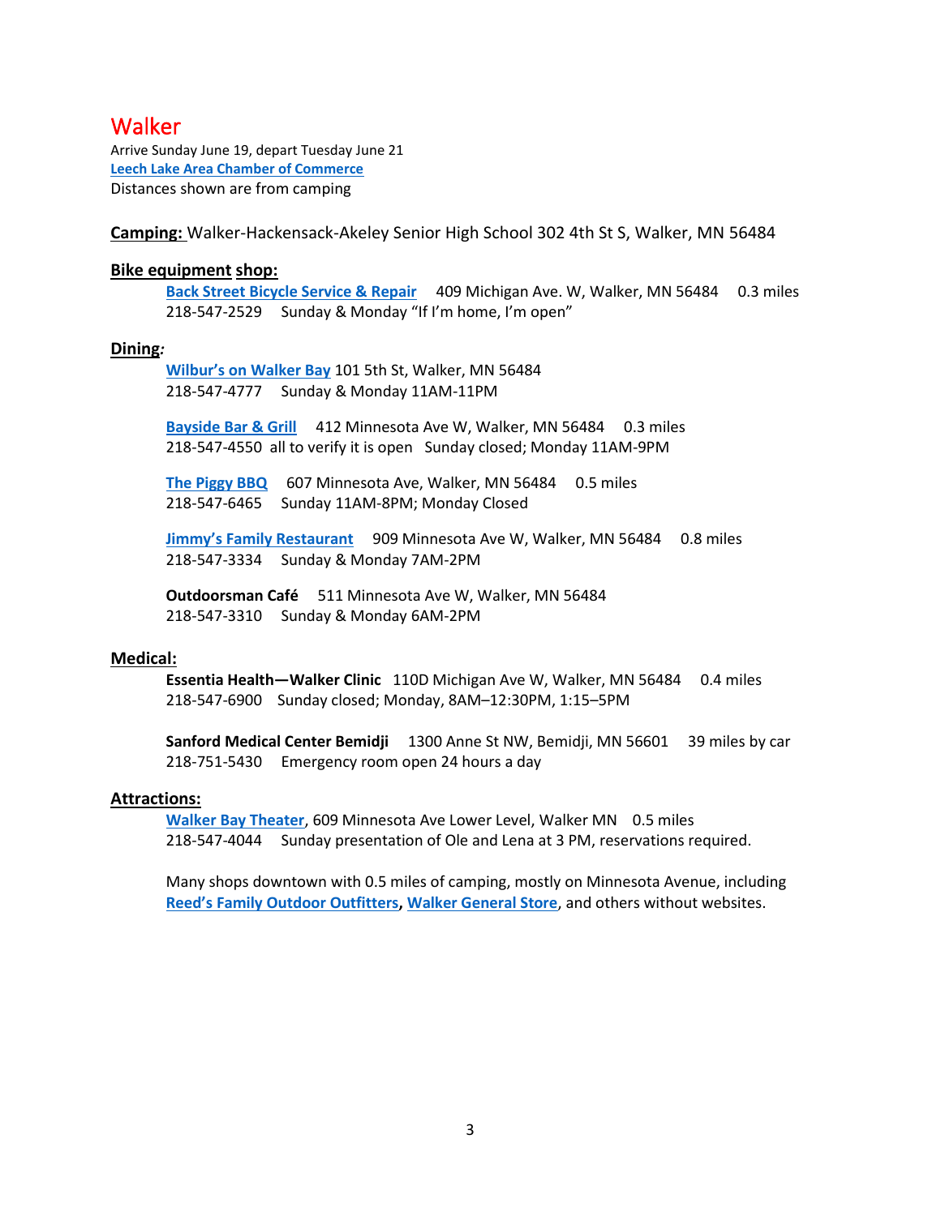# Walker

Arrive Sunday June 19, depart Tuesday June 21
**Leech Lake Area Chamber of Commerce**
Distances shown are from camping

**Camping:** Walker-Hackensack-Akeley Senior High School 302 4th St S, Walker, MN 56484

**Bike equipment shop:**

> **Back Street Bicycle Service & Repair** 409 Michigan Ave. W, Walker, MN 56484 0.3 miles
> 218-547-2529 Sunday & Monday "If I'm home, I'm open"

**Dining*:***

> **Wilbur's on Walker Bay** 101 5th St, Walker, MN 56484
> 218-547-4777 Sunday & Monday 11AM-11PM
>
> **Bayside Bar & Grill** 412 Minnesota Ave W, Walker, MN 56484 0.3 miles
> 218-547-4550 all to verify it is open Sunday closed; Monday 11AM-9PM
>
> **The Piggy BBQ** 607 Minnesota Ave, Walker, MN 56484 0.5 miles
> 218-547-6465 Sunday 11AM-8PM; Monday Closed
>
> **Jimmy's Family Restaurant** 909 Minnesota Ave W, Walker, MN 56484 0.8 miles
> 218-547-3334 Sunday & Monday 7AM-2PM
>
> **Outdoorsman Café** 511 Minnesota Ave W, Walker, MN 56484
> 218-547-3310 Sunday & Monday 6AM-2PM

**Medical:**

> **Essentia Health—Walker Clinic** 110D Michigan Ave W, Walker, MN 56484 0.4 miles
> 218-547-6900 Sunday closed; Monday, 8AM–12:30PM, 1:15–5PM
>
> **Sanford Medical Center Bemidji** 1300 Anne St NW, Bemidji, MN 56601 39 miles by car
> 218-751-5430 Emergency room open 24 hours a day

**Attractions:**

> **Walker Bay Theater**, 609 Minnesota Ave Lower Level, Walker MN 0.5 miles
> 218-547-4044 Sunday presentation of Ole and Lena at 3 PM, reservations required.
>
> Many shops downtown with 0.5 miles of camping, mostly on Minnesota Avenue, including **Reed's Family Outdoor Outfitters**, **Walker General Store**, and others without websites.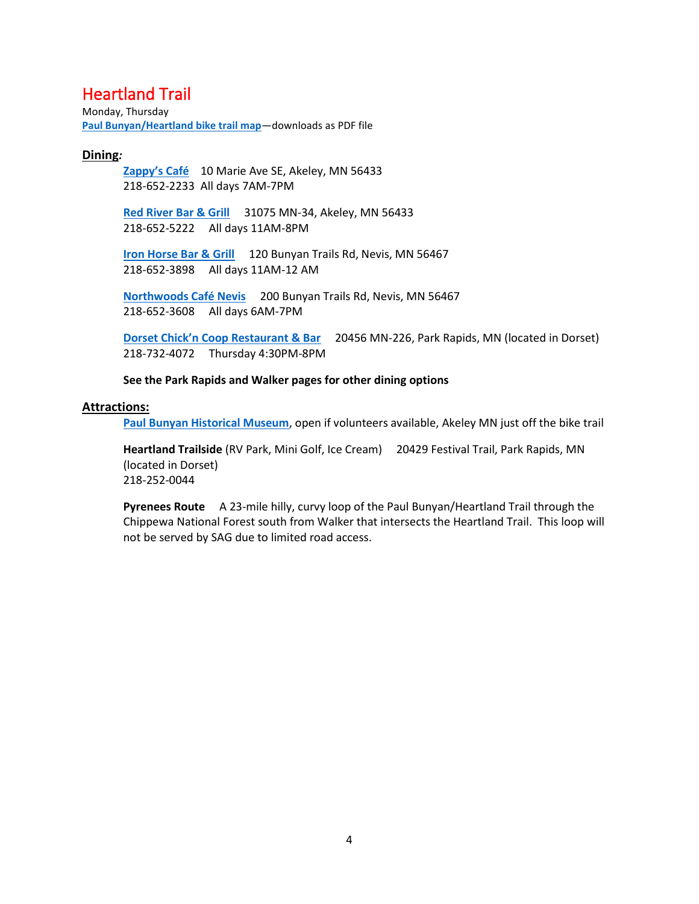# Heartland Trail

Monday, Thursday

**Paul Bunyan/Heartland bike trail map**—downloads as PDF file

## Dining:

**Zappy's Café** 10 Marie Ave SE, Akeley, MN 56433
218-652-2233 All days 7AM-7PM

**Red River Bar & Grill** 31075 MN-34, Akeley, MN 56433
218-652-5222 All days 11AM-8PM

**Iron Horse Bar & Grill** 120 Bunyan Trails Rd, Nevis, MN 56467
218-652-3898 All days 11AM-12 AM

**Northwoods Café Nevis** 200 Bunyan Trails Rd, Nevis, MN 56467
218-652-3608 All days 6AM-7PM

**Dorset Chick'n Coop Restaurant & Bar** 20456 MN-226, Park Rapids, MN (located in Dorset)
218-732-4072 Thursday 4:30PM-8PM

**See the Park Rapids and Walker pages for other dining options**

## Attractions:

**Paul Bunyan Historical Museum**, open if volunteers available, Akeley MN just off the bike trail

**Heartland Trailside** (RV Park, Mini Golf, Ice Cream) 20429 Festival Trail, Park Rapids, MN (located in Dorset)
218-252-0044

**Pyrenees Route** A 23-mile hilly, curvy loop of the Paul Bunyan/Heartland Trail through the Chippewa National Forest south from Walker that intersects the Heartland Trail. This loop will not be served by SAG due to limited road access.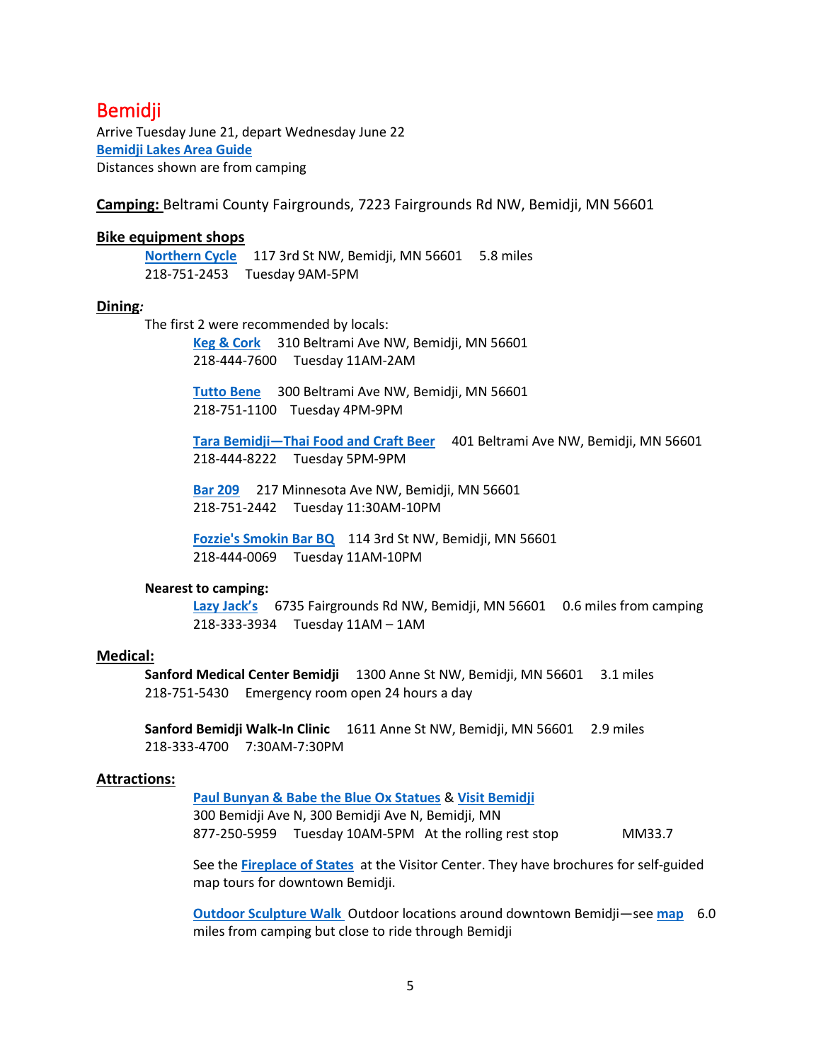# Bemidji

Arrive Tuesday June 21, depart Wednesday June 22

**Bemidji Lakes Area Guide**

Distances shown are from camping

**Camping:** Beltrami County Fairgrounds, 7223 Fairgrounds Rd NW, Bemidji, MN 56601

## Bike equipment shops

**Northern Cycle** 117 3rd St NW, Bemidji, MN 56601 5.8 miles
218-751-2453 Tuesday 9AM-5PM

## Dining:

The first 2 were recommended by locals:

**Keg & Cork** 310 Beltrami Ave NW, Bemidji, MN 56601
218-444-7600 Tuesday 11AM-2AM

**Tutto Bene** 300 Beltrami Ave NW, Bemidji, MN 56601
218-751-1100 Tuesday 4PM-9PM

**Tara Bemidji—Thai Food and Craft Beer** 401 Beltrami Ave NW, Bemidji, MN 56601
218-444-8222 Tuesday 5PM-9PM

**Bar 209** 217 Minnesota Ave NW, Bemidji, MN 56601
218-751-2442 Tuesday 11:30AM-10PM

**Fozzie's Smokin Bar BQ** 114 3rd St NW, Bemidji, MN 56601
218-444-0069 Tuesday 11AM-10PM

**Nearest to camping:**

**Lazy Jack's** 6735 Fairgrounds Rd NW, Bemidji, MN 56601 0.6 miles from camping
218-333-3934 Tuesday 11AM – 1AM

## Medical:

**Sanford Medical Center Bemidji** 1300 Anne St NW, Bemidji, MN 56601 3.1 miles
218-751-5430 Emergency room open 24 hours a day

**Sanford Bemidji Walk-In Clinic** 1611 Anne St NW, Bemidji, MN 56601 2.9 miles
218-333-4700 7:30AM-7:30PM

## Attractions:

**Paul Bunyan & Babe the Blue Ox Statues** & **Visit Bemidji**
300 Bemidji Ave N, 300 Bemidji Ave N, Bemidji, MN
877-250-5959 Tuesday 10AM-5PM At the rolling rest stop MM33.7

See the **Fireplace of States** at the Visitor Center. They have brochures for self-guided map tours for downtown Bemidji.

**Outdoor Sculpture Walk** Outdoor locations around downtown Bemidji—see **map** 6.0 miles from camping but close to ride through Bemidji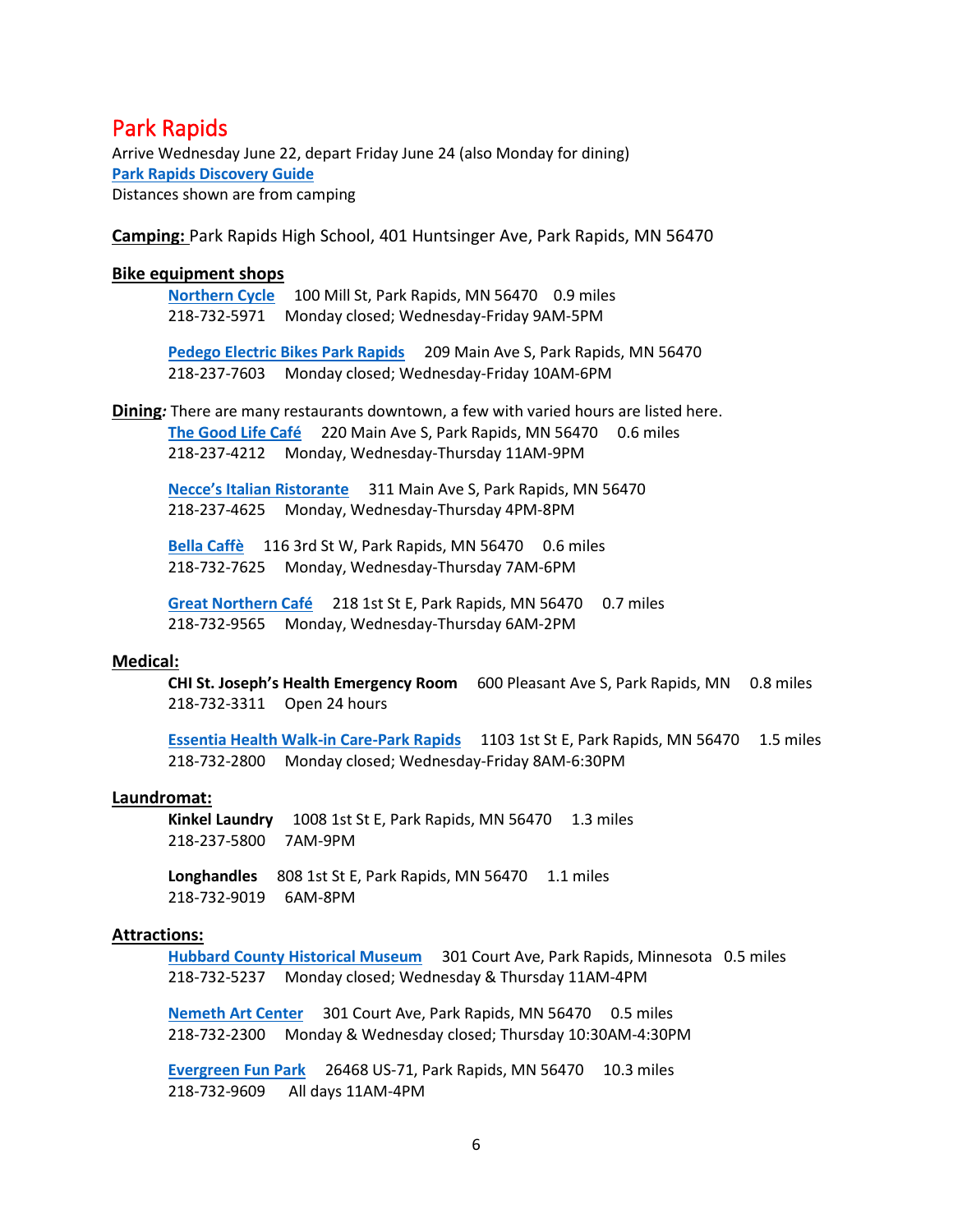# Park Rapids

Arrive Wednesday June 22, depart Friday June 24 (also Monday for dining)

**Park Rapids Discovery Guide**

Distances shown are from camping

**Camping:** Park Rapids High School, 401 Huntsinger Ave, Park Rapids, MN 56470

**Bike equipment shops**

> **Northern Cycle** 100 Mill St, Park Rapids, MN 56470 0.9 miles
> 218-732-5971 Monday closed; Wednesday-Friday 9AM-5PM
>
> **Pedego Electric Bikes Park Rapids** 209 Main Ave S, Park Rapids, MN 56470
> 218-237-7603 Monday closed; Wednesday-Friday 10AM-6PM

**Dining***:* There are many restaurants downtown, a few with varied hours are listed here.

> **The Good Life Café** 220 Main Ave S, Park Rapids, MN 56470 0.6 miles
> 218-237-4212 Monday, Wednesday-Thursday 11AM-9PM
>
> **Necce's Italian Ristorante** 311 Main Ave S, Park Rapids, MN 56470
> 218-237-4625 Monday, Wednesday-Thursday 4PM-8PM
>
> **Bella Caffè** 116 3rd St W, Park Rapids, MN 56470 0.6 miles
> 218-732-7625 Monday, Wednesday-Thursday 7AM-6PM
>
> **Great Northern Café** 218 1st St E, Park Rapids, MN 56470 0.7 miles
> 218-732-9565 Monday, Wednesday-Thursday 6AM-2PM

**Medical:**

> **CHI St. Joseph's Health Emergency Room** 600 Pleasant Ave S, Park Rapids, MN 0.8 miles
> 218-732-3311 Open 24 hours
>
> **Essentia Health Walk-in Care-Park Rapids** 1103 1st St E, Park Rapids, MN 56470 1.5 miles
> 218-732-2800 Monday closed; Wednesday-Friday 8AM-6:30PM

**Laundromat:**

> **Kinkel Laundry** 1008 1st St E, Park Rapids, MN 56470 1.3 miles
> 218-237-5800 7AM-9PM
>
> **Longhandles** 808 1st St E, Park Rapids, MN 56470 1.1 miles
> 218-732-9019 6AM-8PM

**Attractions:**

> **Hubbard County Historical Museum** 301 Court Ave, Park Rapids, Minnesota 0.5 miles
> 218-732-5237 Monday closed; Wednesday & Thursday 11AM-4PM
>
> **Nemeth Art Center** 301 Court Ave, Park Rapids, MN 56470 0.5 miles
> 218-732-2300 Monday & Wednesday closed; Thursday 10:30AM-4:30PM
>
> **Evergreen Fun Park** 26468 US-71, Park Rapids, MN 56470 10.3 miles
> 218-732-9609 All days 11AM-4PM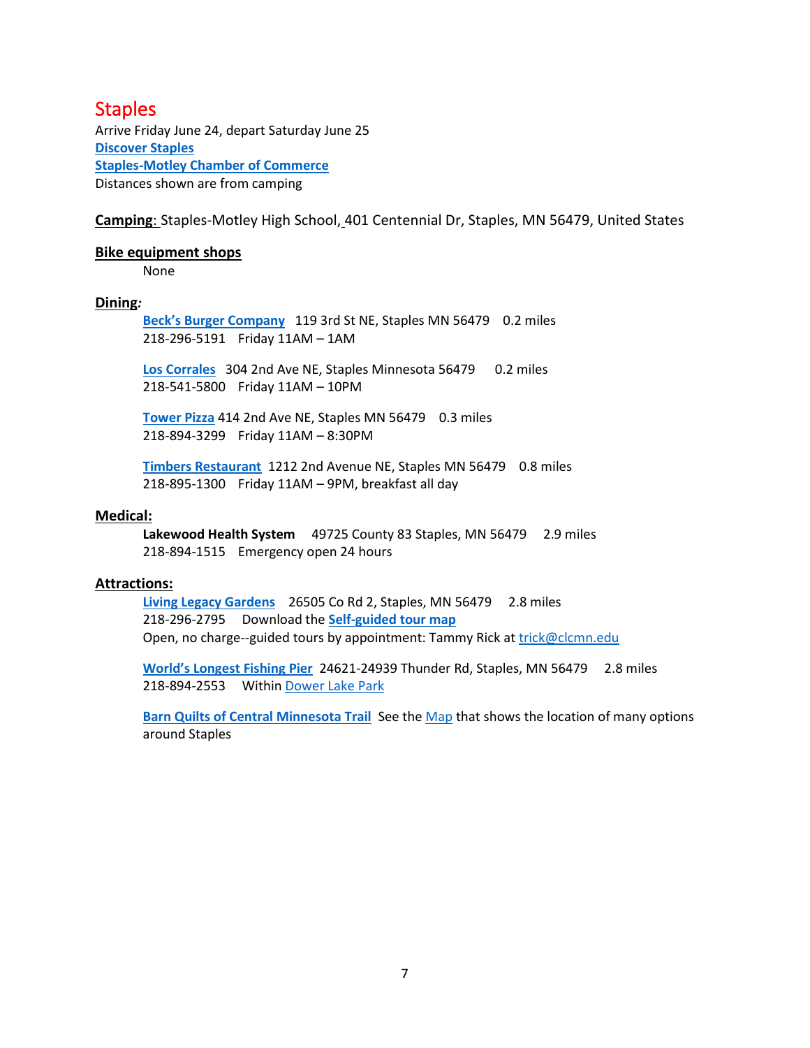# Staples

Arrive Friday June 24, depart Saturday June 25

**Discover Staples**

**Staples-Motley Chamber of Commerce**

Distances shown are from camping

**Camping**: Staples-Motley High School, 401 Centennial Dr, Staples, MN 56479, United States

## Bike equipment shops

None

## Dining:

**Beck's Burger Company** 119 3rd St NE, Staples MN 56479 0.2 miles
218-296-5191 Friday 11AM – 1AM

**Los Corrales** 304 2nd Ave NE, Staples Minnesota 56479 0.2 miles
218-541-5800 Friday 11AM – 10PM

**Tower Pizza** 414 2nd Ave NE, Staples MN 56479 0.3 miles
218-894-3299 Friday 11AM – 8:30PM

**Timbers Restaurant** 1212 2nd Avenue NE, Staples MN 56479 0.8 miles
218-895-1300 Friday 11AM – 9PM, breakfast all day

## Medical:

**Lakewood Health System** 49725 County 83 Staples, MN 56479 2.9 miles
218-894-1515 Emergency open 24 hours

## Attractions:

**Living Legacy Gardens** 26505 Co Rd 2, Staples, MN 56479 2.8 miles
218-296-2795 Download the **Self-guided tour map**
Open, no charge--guided tours by appointment: Tammy Rick at trick@clcmn.edu

**World's Longest Fishing Pier** 24621-24939 Thunder Rd, Staples, MN 56479 2.8 miles
218-894-2553 Within Dower Lake Park

**Barn Quilts of Central Minnesota Trail** See the Map that shows the location of many options around Staples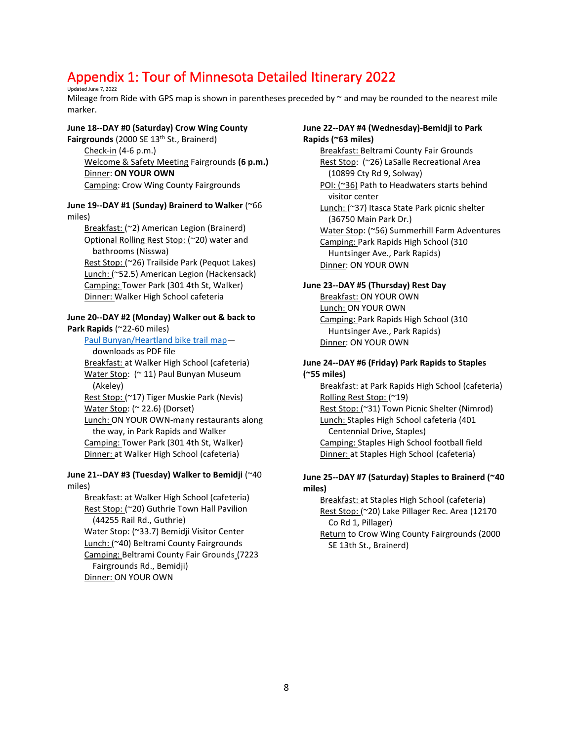# Appendix 1: Tour of Minnesota Detailed Itinerary 2022

Updated June 7, 2022

Mileage from Ride with GPS map is shown in parentheses preceded by ~ and may be rounded to the nearest mile marker.

**June 18--DAY #0 (Saturday) Crow Wing County Fairgrounds** (2000 SE 13th St., Brainerd)

- Check-in (4-6 p.m.)
- Welcome & Safety Meeting Fairgrounds **(6 p.m.)**
- Dinner: **ON YOUR OWN**
- Camping: Crow Wing County Fairgrounds

**June 19--DAY #1 (Sunday) Brainerd to Walker** (~66 miles)

- Breakfast: (~2) American Legion (Brainerd)
- Optional Rolling Rest Stop: (~20) water and bathrooms (Nisswa)
- Rest Stop: (~26) Trailside Park (Pequot Lakes)
- Lunch: (~52.5) American Legion (Hackensack)
- Camping: Tower Park (301 4th St, Walker)
- Dinner: Walker High School cafeteria

**June 20--DAY #2 (Monday) Walker out & back to Park Rapids** (~22-60 miles)

- Paul Bunyan/Heartland bike trail map—downloads as PDF file
- Breakfast: at Walker High School (cafeteria)
- Water Stop: (~ 11) Paul Bunyan Museum (Akeley)
- Rest Stop: (~17) Tiger Muskie Park (Nevis)
- Water Stop: (~ 22.6) (Dorset)
- Lunch: ON YOUR OWN-many restaurants along the way, in Park Rapids and Walker
- Camping: Tower Park (301 4th St, Walker)
- Dinner: at Walker High School (cafeteria)

**June 21--DAY #3 (Tuesday) Walker to Bemidji** (~40 miles)

- Breakfast: at Walker High School (cafeteria)
- Rest Stop: (~20) Guthrie Town Hall Pavilion (44255 Rail Rd., Guthrie)
- Water Stop: (~33.7) Bemidji Visitor Center
- Lunch: (~40) Beltrami County Fairgrounds
- Camping: Beltrami County Fair Grounds (7223 Fairgrounds Rd., Bemidji)
- Dinner: ON YOUR OWN

**June 22--DAY #4 (Wednesday)-Bemidji to Park Rapids (~63 miles)**

- Breakfast: Beltrami County Fair Grounds
- Rest Stop: (~26) LaSalle Recreational Area (10899 Cty Rd 9, Solway)
- POI: (~36) Path to Headwaters starts behind visitor center
- Lunch: (~37) Itasca State Park picnic shelter (36750 Main Park Dr.)
- Water Stop: (~56) Summerhill Farm Adventures
- Camping: Park Rapids High School (310 Huntsinger Ave., Park Rapids)
- Dinner: ON YOUR OWN

**June 23--DAY #5 (Thursday) Rest Day**

- Breakfast: ON YOUR OWN
- Lunch: ON YOUR OWN
- Camping: Park Rapids High School (310 Huntsinger Ave., Park Rapids)
- Dinner: ON YOUR OWN

**June 24--DAY #6 (Friday) Park Rapids to Staples (~55 miles)**

- Breakfast: at Park Rapids High School (cafeteria)
- Rolling Rest Stop: (~19)
- Rest Stop: (~31) Town Picnic Shelter (Nimrod)
- Lunch: Staples High School cafeteria (401 Centennial Drive, Staples)
- Camping: Staples High School football field
- Dinner: at Staples High School (cafeteria)

**June 25--DAY #7 (Saturday) Staples to Brainerd (~40 miles)**

- Breakfast: at Staples High School (cafeteria)
- Rest Stop: (~20) Lake Pillager Rec. Area (12170 Co Rd 1, Pillager)
- Return to Crow Wing County Fairgrounds (2000 SE 13th St., Brainerd)